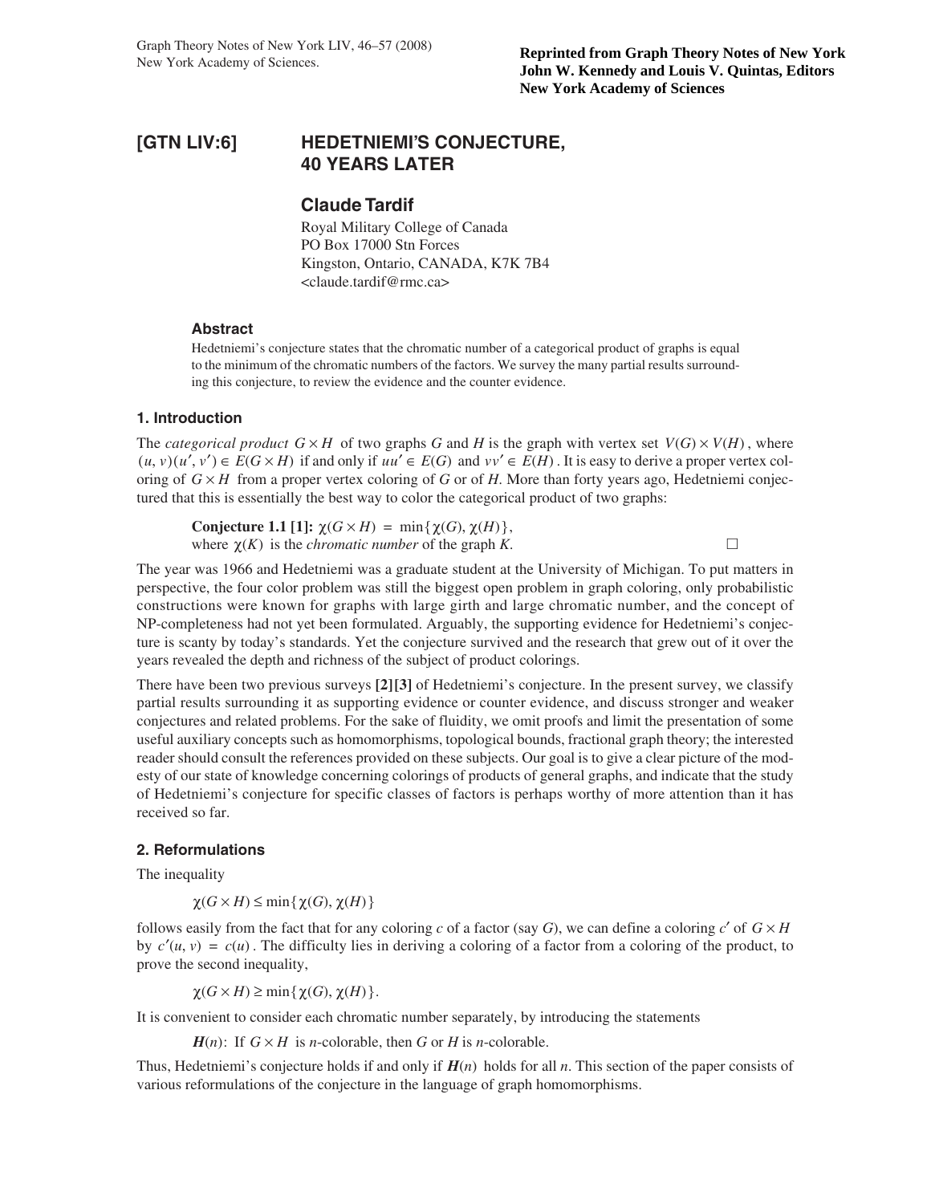Reprinted from Graph Theory Notes of New York
John W. Kennedy and Louis V. Quintas, Editors
New York Academy of Sciences

# [GTN LIV:6] HEDETNIEMI'S CONJECTURE, 40 YEARS LATER

## Claude Tardif

Royal Military College of Canada
PO Box 17000 Stn Forces
Kingston, Ontario, CANADA, K7K 7B4
<claude.tardif@rmc.ca>

### Abstract

Hedetniemi's conjecture states that the chromatic number of a categorical product of graphs is equal to the minimum of the chromatic numbers of the factors. We survey the many partial results surrounding this conjecture, to review the evidence and the counter evidence.

### 1. Introduction

The *categorical product* $G \times H$ of two graphs *G* and *H* is the graph with vertex set $V(G) \times V(H)$, where $(u, v)(u', v') \in E(G \times H)$ if and only if $uu' \in E(G)$ and $vv' \in E(H)$. It is easy to derive a proper vertex coloring of $G \times H$ from a proper vertex coloring of *G* or of *H*. More than forty years ago, Hedetniemi conjectured that this is essentially the best way to color the categorical product of two graphs:

> **Conjecture 1.1 [1]:** $\chi(G \times H) = \min\{\chi(G), \chi(H)\}$,
> where $\chi(K)$ is the *chromatic number* of the graph *K*. □

The year was 1966 and Hedetniemi was a graduate student at the University of Michigan. To put matters in perspective, the four color problem was still the biggest open problem in graph coloring, only probabilistic constructions were known for graphs with large girth and large chromatic number, and the concept of NP-completeness had not yet been formulated. Arguably, the supporting evidence for Hedetniemi's conjecture is scanty by today's standards. Yet the conjecture survived and the research that grew out of it over the years revealed the depth and richness of the subject of product colorings.

There have been two previous surveys **[2][3]** of Hedetniemi's conjecture. In the present survey, we classify partial results surrounding it as supporting evidence or counter evidence, and discuss stronger and weaker conjectures and related problems. For the sake of fluidity, we omit proofs and limit the presentation of some useful auxiliary concepts such as homomorphisms, topological bounds, fractional graph theory; the interested reader should consult the references provided on these subjects. Our goal is to give a clear picture of the modesty of our state of knowledge concerning colorings of products of general graphs, and indicate that the study of Hedetniemi's conjecture for specific classes of factors is perhaps worthy of more attention than it has received so far.

### 2. Reformulations

The inequality

$$\chi(G \times H) \le \min\{\chi(G), \chi(H)\}$$

follows easily from the fact that for any coloring *c* of a factor (say *G*), we can define a coloring $c'$ of $G \times H$ by $c'(u, v) = c(u)$. The difficulty lies in deriving a coloring of a factor from a coloring of the product, to prove the second inequality,

$$\chi(G \times H) \ge \min\{\chi(G), \chi(H)\}.$$

It is convenient to consider each chromatic number separately, by introducing the statements

> ***H***$(n)$: If $G \times H$ is *n*-colorable, then *G* or *H* is *n*-colorable.

Thus, Hedetniemi's conjecture holds if and only if ***H***$(n)$ holds for all *n*. This section of the paper consists of various reformulations of the conjecture in the language of graph homomorphisms.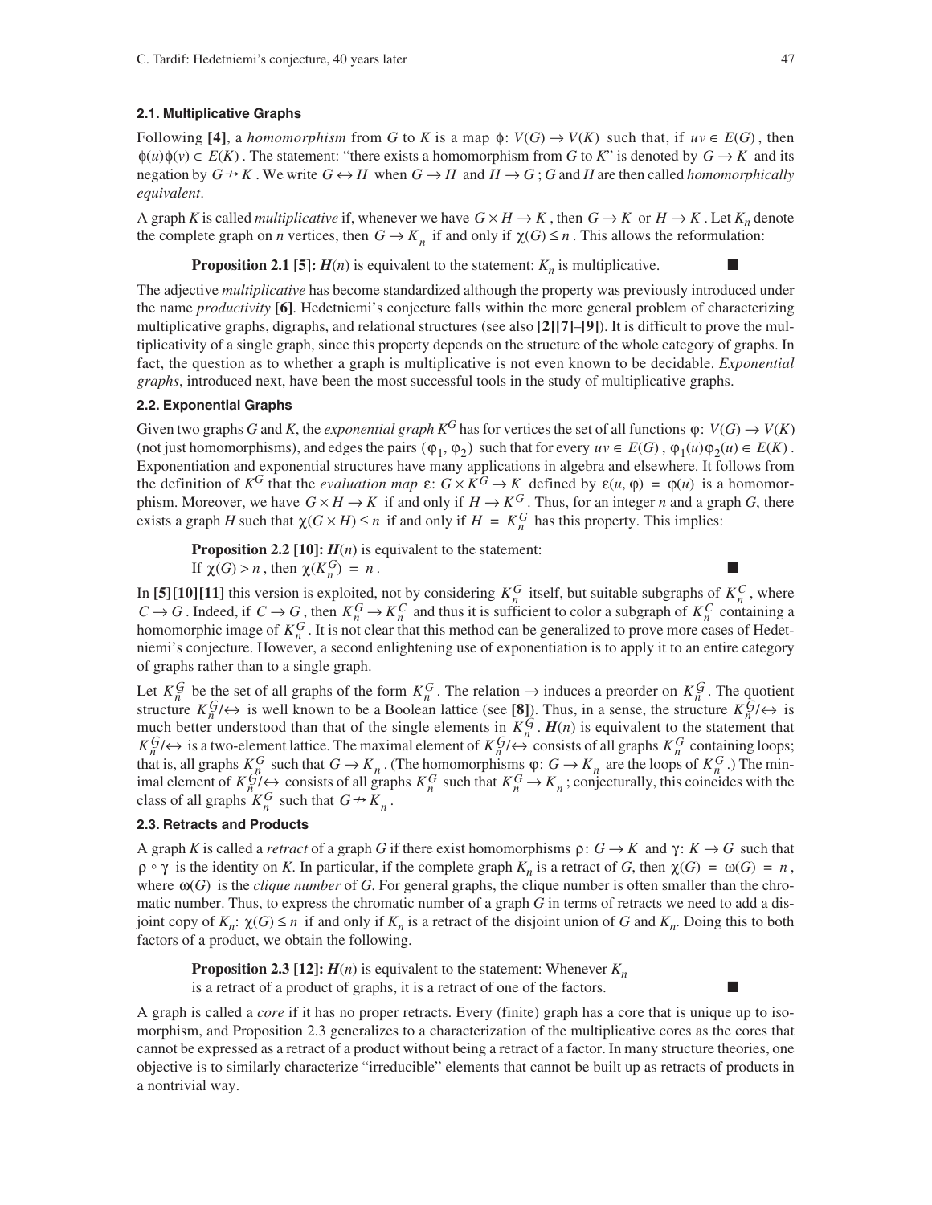### 2.1. Multiplicative Graphs

Following **[4]**, a *homomorphism* from $G$ to $K$ is a map $\phi: V(G) \to V(K)$ such that, if $uv \in E(G)$, then $\phi(u)\phi(v) \in E(K)$. The statement: "there exists a homomorphism from $G$ to $K$" is denoted by $G \to K$ and its negation by $G \nrightarrow K$. We write $G \leftrightarrow H$ when $G \to H$ and $H \to G$; $G$ and $H$ are then called *homomorphically equivalent*.

A graph $K$ is called *multiplicative* if, whenever we have $G \times H \to K$, then $G \to K$ or $H \to K$. Let $K_n$ denote the complete graph on $n$ vertices, then $G \to K_n$ if and only if $\chi(G) \le n$. This allows the reformulation:

> **Proposition 2.1 [5]:** $\boldsymbol{H}(n)$ is equivalent to the statement: $K_n$ is multiplicative. ■

The adjective *multiplicative* has become standardized although the property was previously introduced under the name *productivity* **[6]**. Hedetniemi's conjecture falls within the more general problem of characterizing multiplicative graphs, digraphs, and relational structures (see also **[2][7]–[9]**). It is difficult to prove the multiplicativity of a single graph, since this property depends on the structure of the whole category of graphs. In fact, the question as to whether a graph is multiplicative is not even known to be decidable. *Exponential graphs*, introduced next, have been the most successful tools in the study of multiplicative graphs.

### 2.2. Exponential Graphs

Given two graphs $G$ and $K$, the *exponential graph* $K^G$ has for vertices the set of all functions $\varphi: V(G) \to V(K)$ (not just homomorphisms), and edges the pairs $(\varphi_1, \varphi_2)$ such that for every $uv \in E(G)$, $\varphi_1(u)\varphi_2(u) \in E(K)$. Exponentiation and exponential structures have many applications in algebra and elsewhere. It follows from the definition of $K^G$ that the *evaluation map* $\varepsilon: G \times K^G \to K$ defined by $\varepsilon(u, \varphi) = \varphi(u)$ is a homomorphism. Moreover, we have $G \times H \to K$ if and only if $H \to K^G$. Thus, for an integer $n$ and a graph $G$, there exists a graph $H$ such that $\chi(G \times H) \le n$ if and only if $H = K_n^G$ has this property. This implies:

> **Proposition 2.2 [10]:** $\boldsymbol{H}(n)$ is equivalent to the statement:
> If $\chi(G) > n$, then $\chi(K_n^G) = n$. ■

In **[5][10][11]** this version is exploited, not by considering $K_n^G$ itself, but suitable subgraphs of $K_n^C$, where $C \to G$. Indeed, if $C \to G$, then $K_n^G \to K_n^C$ and thus it is sufficient to color a subgraph of $K_n^C$ containing a homomorphic image of $K_n^G$. It is not clear that this method can be generalized to prove more cases of Hedetniemi's conjecture. However, a second enlightening use of exponentiation is to apply it to an entire category of graphs rather than to a single graph.

Let $K_n^{\mathcal{G}}$ be the set of all graphs of the form $K_n^G$. The relation $\to$ induces a preorder on $K_n^{\mathcal{G}}$. The quotient structure $K_n^{\mathcal{G}}/\leftrightarrow$ is well known to be a Boolean lattice (see **[8]**). Thus, in a sense, the structure $K_n^{\mathcal{G}}/\leftrightarrow$ is much better understood than that of the single elements in $K_n^{\mathcal{G}}$. $\boldsymbol{H}(n)$ is equivalent to the statement that $K_n^{\mathcal{G}}/\leftrightarrow$ is a two-element lattice. The maximal element of $K_n^{\mathcal{G}}/\leftrightarrow$ consists of all graphs $K_n^G$ containing loops; that is, all graphs $K_n^G$ such that $G \to K_n$. (The homomorphisms $\varphi: G \to K_n$ are the loops of $K_n^G$.) The minimal element of $K_n^{\mathcal{G}}/\leftrightarrow$ consists of all graphs $K_n^G$ such that $K_n^G \to K_n$; conjecturally, this coincides with the class of all graphs $K_n^G$ such that $G \nrightarrow K_n$.

### 2.3. Retracts and Products

A graph $K$ is called a *retract* of a graph $G$ if there exist homomorphisms $\rho: G \to K$ and $\gamma: K \to G$ such that $\rho \circ \gamma$ is the identity on $K$. In particular, if the complete graph $K_n$ is a retract of $G$, then $\chi(G) = \omega(G) = n$, where $\omega(G)$ is the *clique number* of $G$. For general graphs, the clique number is often smaller than the chromatic number. Thus, to express the chromatic number of a graph $G$ in terms of retracts we need to add a disjoint copy of $K_n$: $\chi(G) \le n$ if and only if $K_n$ is a retract of the disjoint union of $G$ and $K_n$. Doing this to both factors of a product, we obtain the following.

> **Proposition 2.3 [12]:** $\boldsymbol{H}(n)$ is equivalent to the statement: Whenever $K_n$ is a retract of a product of graphs, it is a retract of one of the factors. ■

A graph is called a *core* if it has no proper retracts. Every (finite) graph has a core that is unique up to isomorphism, and Proposition 2.3 generalizes to a characterization of the multiplicative cores as the cores that cannot be expressed as a retract of a product without being a retract of a factor. In many structure theories, one objective is to similarly characterize "irreducible" elements that cannot be built up as retracts of products in a nontrivial way.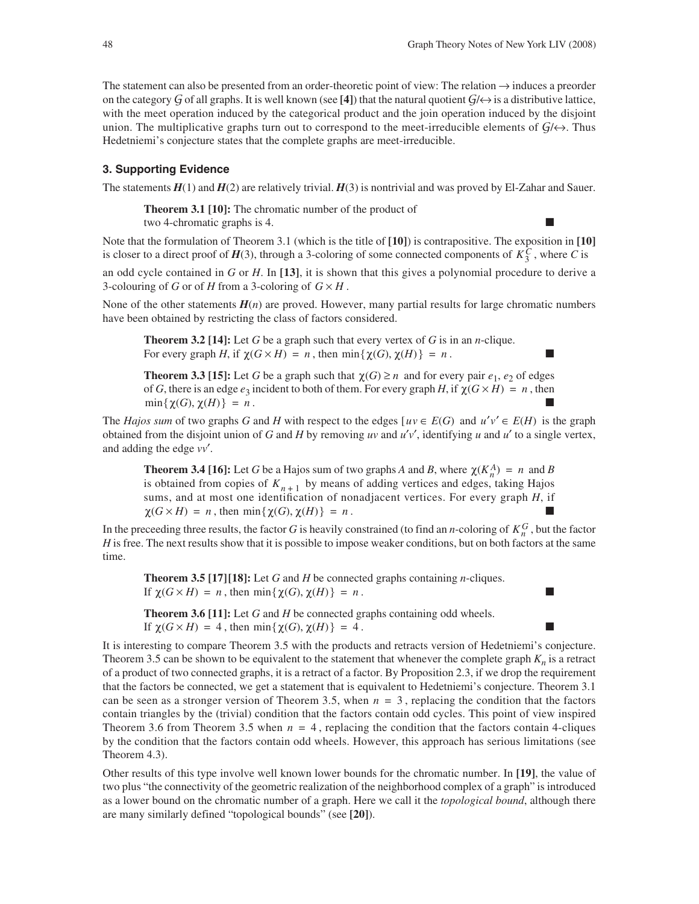The statement can also be presented from an order-theoretic point of view: The relation $\rightarrow$ induces a preorder on the category $\mathcal{G}$ of all graphs. It is well known (see **[4]**) that the natural quotient $\mathcal{G}/\leftrightarrow$ is a distributive lattice, with the meet operation induced by the categorical product and the join operation induced by the disjoint union. The multiplicative graphs turn out to correspond to the meet-irreducible elements of $\mathcal{G}/\leftrightarrow$. Thus Hedetniemi's conjecture states that the complete graphs are meet-irreducible.

## 3. Supporting Evidence

The statements $\boldsymbol{H}(1)$ and $\boldsymbol{H}(2)$ are relatively trivial. $\boldsymbol{H}(3)$ is nontrivial and was proved by El-Zahar and Sauer.

> **Theorem 3.1 [10]:** The chromatic number of the product of two 4-chromatic graphs is 4. ■

Note that the formulation of Theorem 3.1 (which is the title of **[10]**) is contrapositive. The exposition in **[10]** is closer to a direct proof of $\boldsymbol{H}(3)$, through a 3-coloring of some connected components of $K_3^C$, where $C$ is an odd cycle contained in $G$ or $H$. In **[13]**, it is shown that this gives a polynomial procedure to derive a 3-colouring of $G$ or of $H$ from a 3-coloring of $G \times H$.

None of the other statements $\boldsymbol{H}(n)$ are proved. However, many partial results for large chromatic numbers have been obtained by restricting the class of factors considered.

> **Theorem 3.2 [14]:** Let $G$ be a graph such that every vertex of $G$ is in an $n$-clique. For every graph $H$, if $\chi(G \times H) = n$, then $\min\{\chi(G), \chi(H)\} = n$. ■

> **Theorem 3.3 [15]:** Let $G$ be a graph such that $\chi(G) \geq n$ and for every pair $e_1$, $e_2$ of edges of $G$, there is an edge $e_3$ incident to both of them. For every graph $H$, if $\chi(G \times H) = n$, then $\min\{\chi(G), \chi(H)\} = n$. ■

The *Hajos sum* of two graphs $G$ and $H$ with respect to the edges $[uv \in E(G)$ and $u'v' \in E(H)$ is the graph obtained from the disjoint union of $G$ and $H$ by removing $uv$ and $u'v'$, identifying $u$ and $u'$ to a single vertex, and adding the edge $vv'$.

> **Theorem 3.4 [16]:** Let $G$ be a Hajos sum of two graphs $A$ and $B$, where $\chi(K_n^A) = n$ and $B$ is obtained from copies of $K_{n+1}$ by means of adding vertices and edges, taking Hajos sums, and at most one identification of nonadjacent vertices. For every graph $H$, if $\chi(G \times H) = n$, then $\min\{\chi(G), \chi(H)\} = n$. ■

In the preceeding three results, the factor $G$ is heavily constrained (to find an $n$-coloring of $K_n^G$, but the factor $H$ is free. The next results show that it is possible to impose weaker conditions, but on both factors at the same time.

> **Theorem 3.5 [17][18]:** Let $G$ and $H$ be connected graphs containing $n$-cliques. If $\chi(G \times H) = n$, then $\min\{\chi(G), \chi(H)\} = n$. ■

> **Theorem 3.6 [11]:** Let $G$ and $H$ be connected graphs containing odd wheels. If $\chi(G \times H) = 4$, then $\min\{\chi(G), \chi(H)\} = 4$. ■

It is interesting to compare Theorem 3.5 with the products and retracts version of Hedetniemi's conjecture. Theorem 3.5 can be shown to be equivalent to the statement that whenever the complete graph $K_n$ is a retract of a product of two connected graphs, it is a retract of a factor. By Proposition 2.3, if we drop the requirement that the factors be connected, we get a statement that is equivalent to Hedetniemi's conjecture. Theorem 3.1 can be seen as a stronger version of Theorem 3.5, when $n = 3$, replacing the condition that the factors contain triangles by the (trivial) condition that the factors contain odd cycles. This point of view inspired Theorem 3.6 from Theorem 3.5 when $n = 4$, replacing the condition that the factors contain 4-cliques by the condition that the factors contain odd wheels. However, this approach has serious limitations (see Theorem 4.3).

Other results of this type involve well known lower bounds for the chromatic number. In **[19]**, the value of two plus "the connectivity of the geometric realization of the neighborhood complex of a graph" is introduced as a lower bound on the chromatic number of a graph. Here we call it the *topological bound*, although there are many similarly defined "topological bounds" (see **[20]**).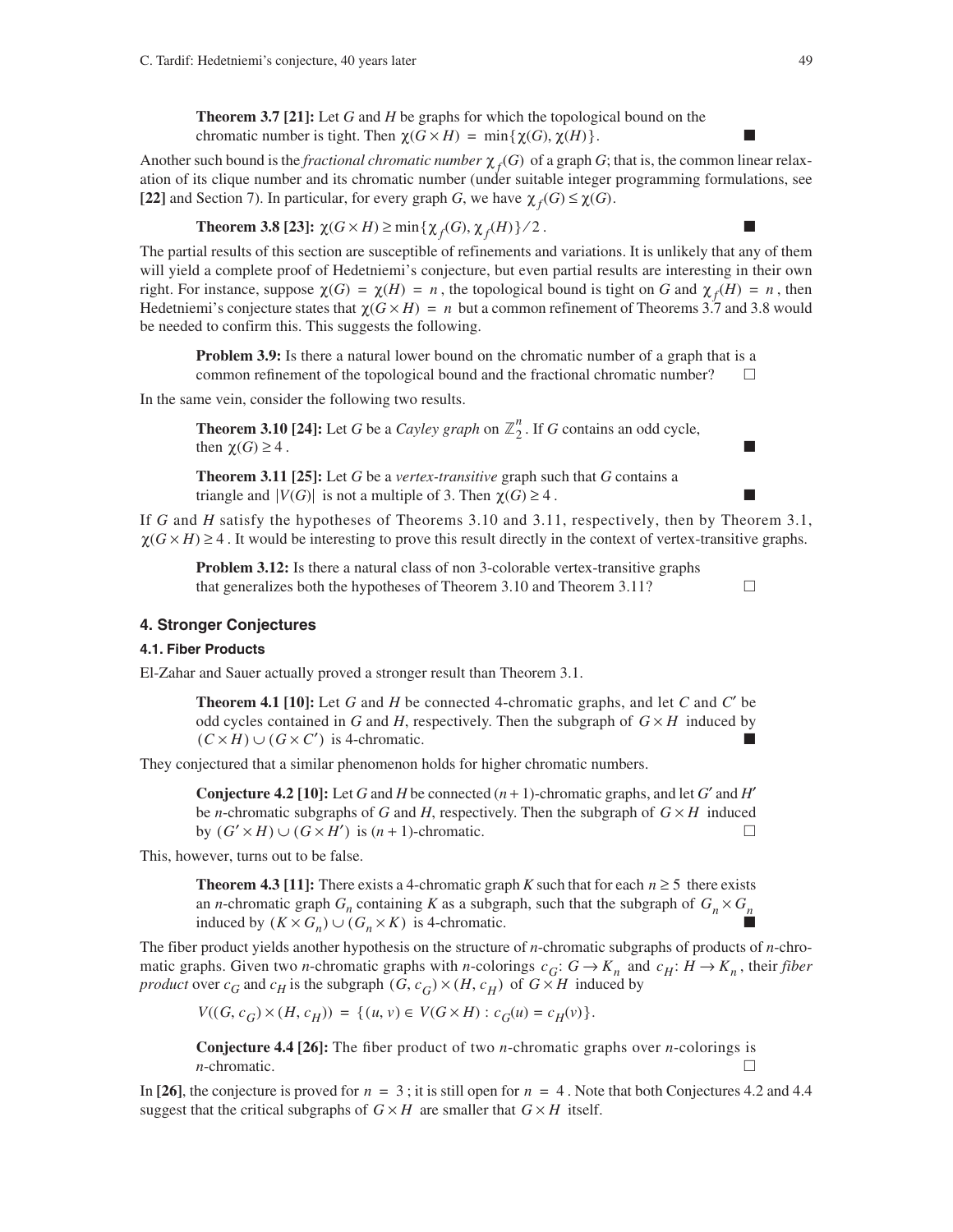**Theorem 3.7 [21]:** Let $G$ and $H$ be graphs for which the topological bound on the chromatic number is tight. Then $\chi(G \times H) = \min\{\chi(G), \chi(H)\}$. ■

Another such bound is the *fractional chromatic number* $\chi_f(G)$ of a graph $G$; that is, the common linear relaxation of its clique number and its chromatic number (under suitable integer programming formulations, see **[22]** and Section 7). In particular, for every graph $G$, we have $\chi_f(G) \leq \chi(G)$.

**Theorem 3.8 [23]:** $\chi(G \times H) \geq \min\{\chi_f(G), \chi_f(H)\}/2$. ■

The partial results of this section are susceptible of refinements and variations. It is unlikely that any of them will yield a complete proof of Hedetniemi's conjecture, but even partial results are interesting in their own right. For instance, suppose $\chi(G) = \chi(H) = n$, the topological bound is tight on $G$ and $\chi_f(H) = n$, then Hedetniemi's conjecture states that $\chi(G \times H) = n$ but a common refinement of Theorems 3.7 and 3.8 would be needed to confirm this. This suggests the following.

**Problem 3.9:** Is there a natural lower bound on the chromatic number of a graph that is a common refinement of the topological bound and the fractional chromatic number? □

In the same vein, consider the following two results.

**Theorem 3.10 [24]:** Let $G$ be a *Cayley graph* on $\mathbb{Z}_2^n$. If $G$ contains an odd cycle, then $\chi(G) \geq 4$. ■

**Theorem 3.11 [25]:** Let $G$ be a *vertex-transitive* graph such that $G$ contains a triangle and $|V(G)|$ is not a multiple of 3. Then $\chi(G) \geq 4$. ■

If $G$ and $H$ satisfy the hypotheses of Theorems 3.10 and 3.11, respectively, then by Theorem 3.1, $\chi(G \times H) \geq 4$. It would be interesting to prove this result directly in the context of vertex-transitive graphs.

**Problem 3.12:** Is there a natural class of non 3-colorable vertex-transitive graphs that generalizes both the hypotheses of Theorem 3.10 and Theorem 3.11? □

## 4. Stronger Conjectures

### 4.1. Fiber Products

El-Zahar and Sauer actually proved a stronger result than Theorem 3.1.

**Theorem 4.1 [10]:** Let $G$ and $H$ be connected 4-chromatic graphs, and let $C$ and $C'$ be odd cycles contained in $G$ and $H$, respectively. Then the subgraph of $G \times H$ induced by $(C \times H) \cup (G \times C')$ is 4-chromatic. ■

They conjectured that a similar phenomenon holds for higher chromatic numbers.

**Conjecture 4.2 [10]:** Let $G$ and $H$ be connected $(n+1)$-chromatic graphs, and let $G'$ and $H'$ be $n$-chromatic subgraphs of $G$ and $H$, respectively. Then the subgraph of $G \times H$ induced by $(G' \times H) \cup (G \times H')$ is $(n+1)$-chromatic. □

This, however, turns out to be false.

**Theorem 4.3 [11]:** There exists a 4-chromatic graph $K$ such that for each $n \geq 5$ there exists an $n$-chromatic graph $G_n$ containing $K$ as a subgraph, such that the subgraph of $G_n \times G_n$ induced by $(K \times G_n) \cup (G_n \times K)$ is 4-chromatic. ■

The fiber product yields another hypothesis on the structure of $n$-chromatic subgraphs of products of $n$-chromatic graphs. Given two $n$-chromatic graphs with $n$-colorings $c_G\colon G \to K_n$ and $c_H\colon H \to K_n$, their *fiber product* over $c_G$ and $c_H$ is the subgraph $(G, c_G) \times (H, c_H)$ of $G \times H$ induced by

$$V((G, c_G) \times (H, c_H)) = \{(u, v) \in V(G \times H) : c_G(u) = c_H(v)\}.$$

**Conjecture 4.4 [26]:** The fiber product of two $n$-chromatic graphs over $n$-colorings is $n$-chromatic. □

In **[26]**, the conjecture is proved for $n = 3$; it is still open for $n = 4$. Note that both Conjectures 4.2 and 4.4 suggest that the critical subgraphs of $G \times H$ are smaller that $G \times H$ itself.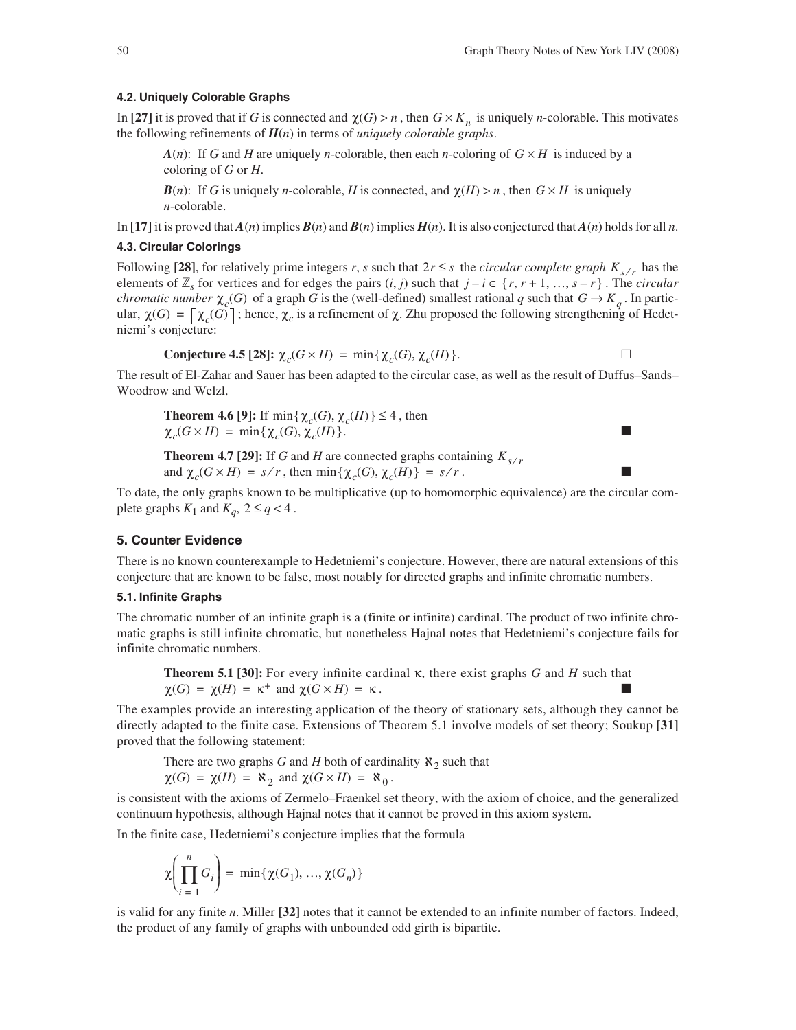### 4.2. Uniquely Colorable Graphs

In **[27]** it is proved that if $G$ is connected and $\chi(G) > n$, then $G \times K_n$ is uniquely $n$-colorable. This motivates the following refinements of $\boldsymbol{H}(n)$ in terms of *uniquely colorable graphs*.

> $\boldsymbol{A}(n)$: If $G$ and $H$ are uniquely $n$-colorable, then each $n$-coloring of $G \times H$ is induced by a coloring of $G$ or $H$.
>
> $\boldsymbol{B}(n)$: If $G$ is uniquely $n$-colorable, $H$ is connected, and $\chi(H) > n$, then $G \times H$ is uniquely $n$-colorable.

In **[17]** it is proved that $\boldsymbol{A}(n)$ implies $\boldsymbol{B}(n)$ and $\boldsymbol{B}(n)$ implies $\boldsymbol{H}(n)$. It is also conjectured that $\boldsymbol{A}(n)$ holds for all $n$.

### 4.3. Circular Colorings

Following **[28]**, for relatively prime integers $r$, $s$ such that $2r \leq s$ the *circular complete graph* $K_{s/r}$ has the elements of $\mathbb{Z}_s$ for vertices and for edges the pairs $(i, j)$ such that $j - i \in \{r, r+1, \ldots, s-r\}$. The *circular chromatic number* $\chi_c(G)$ of a graph $G$ is the (well-defined) smallest rational $q$ such that $G \to K_q$. In particular, $\chi(G) = \lceil \chi_c(G) \rceil$; hence, $\chi_c$ is a refinement of $\chi$. Zhu proposed the following strengthening of Hedetniemi's conjecture:

> **Conjecture 4.5 [28]:** $\chi_c(G \times H) = \min\{\chi_c(G), \chi_c(H)\}$. □

The result of El-Zahar and Sauer has been adapted to the circular case, as well as the result of Duffus–Sands–Woodrow and Welzl.

> **Theorem 4.6 [9]:** If $\min\{\chi_c(G), \chi_c(H)\} \leq 4$, then $\chi_c(G \times H) = \min\{\chi_c(G), \chi_c(H)\}$. ■
>
> **Theorem 4.7 [29]:** If $G$ and $H$ are connected graphs containing $K_{s/r}$ and $\chi_c(G \times H) = s/r$, then $\min\{\chi_c(G), \chi_c(H)\} = s/r$. ■

To date, the only graphs known to be multiplicative (up to homomorphic equivalence) are the circular complete graphs $K_1$ and $K_q$, $2 \leq q < 4$.

## 5. Counter Evidence

There is no known counterexample to Hedetniemi's conjecture. However, there are natural extensions of this conjecture that are known to be false, most notably for directed graphs and infinite chromatic numbers.

### 5.1. Infinite Graphs

The chromatic number of an infinite graph is a (finite or infinite) cardinal. The product of two infinite chromatic graphs is still infinite chromatic, but nonetheless Hajnal notes that Hedetniemi's conjecture fails for infinite chromatic numbers.

> **Theorem 5.1 [30]:** For every infinite cardinal $\kappa$, there exist graphs $G$ and $H$ such that $\chi(G) = \chi(H) = \kappa^+$ and $\chi(G \times H) = \kappa$. ■

The examples provide an interesting application of the theory of stationary sets, although they cannot be directly adapted to the finite case. Extensions of Theorem 5.1 involve models of set theory; Soukup **[31]** proved that the following statement:

> There are two graphs $G$ and $H$ both of cardinality $\aleph_2$ such that $\chi(G) = \chi(H) = \aleph_2$ and $\chi(G \times H) = \aleph_0$.

is consistent with the axioms of Zermelo–Fraenkel set theory, with the axiom of choice, and the generalized continuum hypothesis, although Hajnal notes that it cannot be proved in this axiom system.

In the finite case, Hedetniemi's conjecture implies that the formula

$$\chi\left(\prod_{i=1}^{n} G_i\right) = \min\{\chi(G_1), \ldots, \chi(G_n)\}$$

is valid for any finite $n$. Miller **[32]** notes that it cannot be extended to an infinite number of factors. Indeed, the product of any family of graphs with unbounded odd girth is bipartite.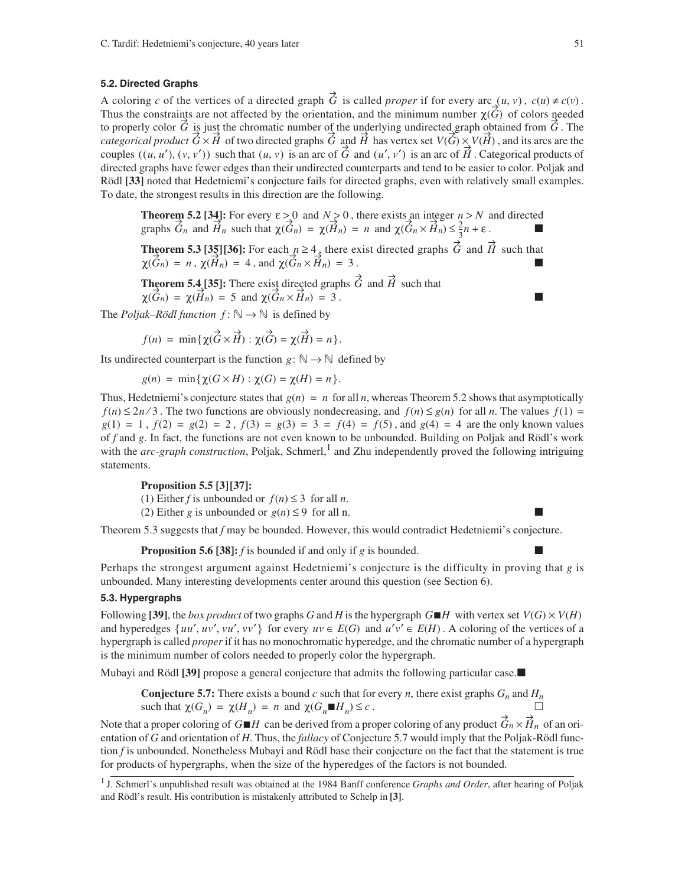### 5.2. Directed Graphs

A coloring $c$ of the vertices of a directed graph $\vec{G}$ is called *proper* if for every arc $(u, v)$, $c(u) \neq c(v)$. Thus the constraints are not affected by the orientation, and the minimum number $\chi(\vec{G})$ of colors needed to properly color $\vec{G}$ is just the chromatic number of the underlying undirected graph obtained from $\vec{G}$. The *categorical product* $\vec{G} \times \vec{H}$ of two directed graphs $\vec{G}$ and $\vec{H}$ has vertex set $V(\vec{G}) \times V(\vec{H})$, and its arcs are the couples $((u, u'), (v, v'))$ such that $(u, v)$ is an arc of $\vec{G}$ and $(u', v')$ is an arc of $\vec{H}$. Categorical products of directed graphs have fewer edges than their undirected counterparts and tend to be easier to color. Poljak and Rödl **[33]** noted that Hedetniemi's conjecture fails for directed graphs, even with relatively small examples. To date, the strongest results in this direction are the following.

> **Theorem 5.2 [34]:** For every $\varepsilon > 0$ and $N > 0$, there exists an integer $n > N$ and directed graphs $\vec{G}_n$ and $\vec{H}_n$ such that $\chi(\vec{G}_n) = \chi(\vec{H}_n) = n$ and $\chi(\vec{G}_n \times \vec{H}_n) \leq \frac{2}{3}n + \varepsilon$. ■
>
> **Theorem 5.3 [35][36]:** For each $n \geq 4$, there exist directed graphs $\vec{G}$ and $\vec{H}$ such that $\chi(\vec{G}_n) = n$, $\chi(\vec{H}_n) = 4$, and $\chi(\vec{G}_n \times \vec{H}_n) = 3$. ■
>
> **Theorem 5.4 [35]:** There exist directed graphs $\vec{G}$ and $\vec{H}$ such that $\chi(\vec{G}_n) = \chi(\vec{H}_n) = 5$ and $\chi(\vec{G}_n \times \vec{H}_n) = 3$. ■

The *Poljak–Rödl function* $f: \mathbb{N} \to \mathbb{N}$ is defined by

$$f(n) = \min\{\chi(\vec{G} \times \vec{H}) : \chi(\vec{G}) = \chi(\vec{H}) = n\}.$$

Its undirected counterpart is the function $g: \mathbb{N} \to \mathbb{N}$ defined by

$$g(n) = \min\{\chi(G \times H) : \chi(G) = \chi(H) = n\}.$$

Thus, Hedetniemi's conjecture states that $g(n) = n$ for all $n$, whereas Theorem 5.2 shows that asymptotically $f(n) \leq 2n/3$. The two functions are obviously nondecreasing, and $f(n) \leq g(n)$ for all $n$. The values $f(1) = g(1) = 1$, $f(2) = g(2) = 2$, $f(3) = g(3) = 3 = f(4) = f(5)$, and $g(4) = 4$ are the only known values of $f$ and $g$. In fact, the functions are not even known to be unbounded. Building on Poljak and Rödl's work with the *arc-graph construction*, Poljak, Schmerl,[1] and Zhu independently proved the following intriguing statements.

> **Proposition 5.5 [3][37]:**
> (1) Either $f$ is unbounded or $f(n) \leq 3$ for all $n$.
> (2) Either $g$ is unbounded or $g(n) \leq 9$ for all n. ■

Theorem 5.3 suggests that $f$ may be bounded. However, this would contradict Hedetniemi's conjecture.

> **Proposition 5.6 [38]:** $f$ is bounded if and only if $g$ is bounded. ■

Perhaps the strongest argument against Hedetniemi's conjecture is the difficulty in proving that $g$ is unbounded. Many interesting developments center around this question (see Section 6).

### 5.3. Hypergraphs

Following **[39]**, the *box product* of two graphs $G$ and $H$ is the hypergraph $G \blacksquare H$ with vertex set $V(G) \times V(H)$ and hyperedges $\{uu', uv', vu', vv'\}$ for every $uv \in E(G)$ and $u'v' \in E(H)$. A coloring of the vertices of a hypergraph is called *proper* if it has no monochromatic hyperedge, and the chromatic number of a hypergraph is the minimum number of colors needed to properly color the hypergraph.

Mubayi and Rödl **[39]** propose a general conjecture that admits the following particular case.■

> **Conjecture 5.7:** There exists a bound $c$ such that for every $n$, there exist graphs $G_n$ and $H_n$ such that $\chi(G_n) = \chi(H_n) = n$ and $\chi(G_n \blacksquare H_n) \leq c$. □

Note that a proper coloring of $G \blacksquare H$ can be derived from a proper coloring of any product $\vec{G}_n \times \vec{H}_n$ of an orientation of $G$ and orientation of $H$. Thus, the *fallacy* of Conjecture 5.7 would imply that the Poljak-Rödl function $f$ is unbounded. Nonetheless Mubayi and Rödl base their conjecture on the fact that the statement is true for products of hypergraphs, when the size of the hyperedges of the factors is not bounded.

---

[1] J. Schmerl's unpublished result was obtained at the 1984 Banff conference *Graphs and Order*, after hearing of Poljak and Rödl's result. His contribution is mistakenly attributed to Schelp in **[3]**.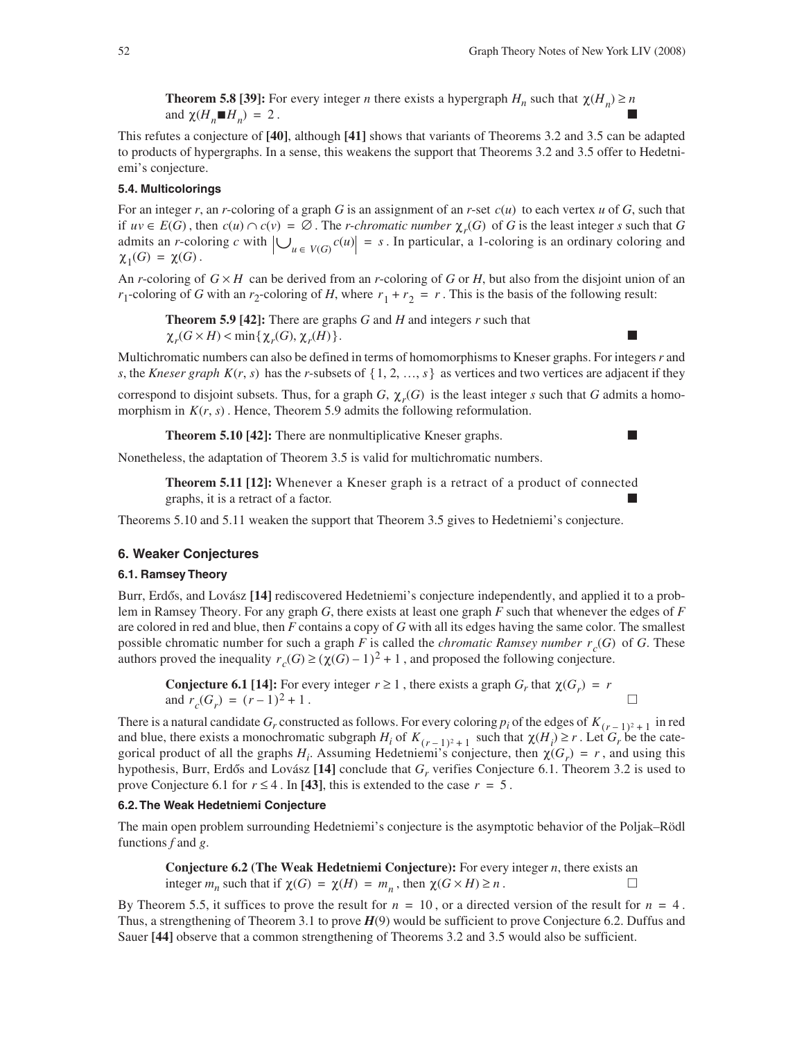**Theorem 5.8 [39]:** For every integer $n$ there exists a hypergraph $H_n$ such that $\chi(H_n) \geq n$ and $\chi(H_n \blacksquare H_n) = 2$. ■

This refutes a conjecture of **[40]**, although **[41]** shows that variants of Theorems 3.2 and 3.5 can be adapted to products of hypergraphs. In a sense, this weakens the support that Theorems 3.2 and 3.5 offer to Hedetniemi's conjecture.

#### 5.4. Multicolorings

For an integer $r$, an $r$-coloring of a graph $G$ is an assignment of an $r$-set $c(u)$ to each vertex $u$ of $G$, such that if $uv \in E(G)$, then $c(u) \cap c(v) = \varnothing$. The *$r$-chromatic number* $\chi_r(G)$ of $G$ is the least integer $s$ such that $G$ admits an $r$-coloring $c$ with $\left|\bigcup_{u \in V(G)} c(u)\right| = s$. In particular, a 1-coloring is an ordinary coloring and $\chi_1(G) = \chi(G)$.

An $r$-coloring of $G \times H$ can be derived from an $r$-coloring of $G$ or $H$, but also from the disjoint union of an $r_1$-coloring of $G$ with an $r_2$-coloring of $H$, where $r_1 + r_2 = r$. This is the basis of the following result:

**Theorem 5.9 [42]:** There are graphs $G$ and $H$ and integers $r$ such that $\chi_r(G \times H) < \min\{\chi_r(G), \chi_r(H)\}$. ■

Multichromatic numbers can also be defined in terms of homomorphisms to Kneser graphs. For integers $r$ and $s$, the *Kneser graph* $K(r, s)$ has the $r$-subsets of $\{1, 2, \ldots, s\}$ as vertices and two vertices are adjacent if they correspond to disjoint subsets. Thus, for a graph $G$, $\chi_r(G)$ is the least integer $s$ such that $G$ admits a homomorphism in $K(r, s)$. Hence, Theorem 5.9 admits the following reformulation.

**Theorem 5.10 [42]:** There are nonmultiplicative Kneser graphs. ■

Nonetheless, the adaptation of Theorem 3.5 is valid for multichromatic numbers.

**Theorem 5.11 [12]:** Whenever a Kneser graph is a retract of a product of connected graphs, it is a retract of a factor. ■

Theorems 5.10 and 5.11 weaken the support that Theorem 3.5 gives to Hedetniemi's conjecture.

### 6. Weaker Conjectures

#### 6.1. Ramsey Theory

Burr, Erdős, and Lovász **[14]** rediscovered Hedetniemi's conjecture independently, and applied it to a problem in Ramsey Theory. For any graph $G$, there exists at least one graph $F$ such that whenever the edges of $F$ are colored in red and blue, then $F$ contains a copy of $G$ with all its edges having the same color. The smallest possible chromatic number for such a graph $F$ is called the *chromatic Ramsey number* $r_c(G)$ of $G$. These authors proved the inequality $r_c(G) \geq (\chi(G) - 1)^2 + 1$, and proposed the following conjecture.

**Conjecture 6.1 [14]:** For every integer $r \geq 1$, there exists a graph $G_r$ that $\chi(G_r) = r$ and $r_c(G_r) = (r-1)^2 + 1$. □

There is a natural candidate $G_r$ constructed as follows. For every coloring $p_i$ of the edges of $K_{(r-1)^2+1}$ in red and blue, there exists a monochromatic subgraph $H_i$ of $K_{(r-1)^2+1}$ such that $\chi(H_i) \geq r$. Let $G_r$ be the categorical product of all the graphs $H_i$. Assuming Hedetniemi's conjecture, then $\chi(G_r) = r$, and using this hypothesis, Burr, Erdős and Lovász **[14]** conclude that $G_r$ verifies Conjecture 6.1. Theorem 3.2 is used to prove Conjecture 6.1 for $r \leq 4$. In **[43]**, this is extended to the case $r = 5$.

#### 6.2. The Weak Hedetniemi Conjecture

The main open problem surrounding Hedetniemi's conjecture is the asymptotic behavior of the Poljak–Rödl functions $f$ and $g$.

**Conjecture 6.2 (The Weak Hedetniemi Conjecture):** For every integer $n$, there exists an integer $m_n$ such that if $\chi(G) = \chi(H) = m_n$, then $\chi(G \times H) \geq n$. □

By Theorem 5.5, it suffices to prove the result for $n = 10$, or a directed version of the result for $n = 4$. Thus, a strengthening of Theorem 3.1 to prove ***H***(9) would be sufficient to prove Conjecture 6.2. Duffus and Sauer **[44]** observe that a common strengthening of Theorems 3.2 and 3.5 would also be sufficient.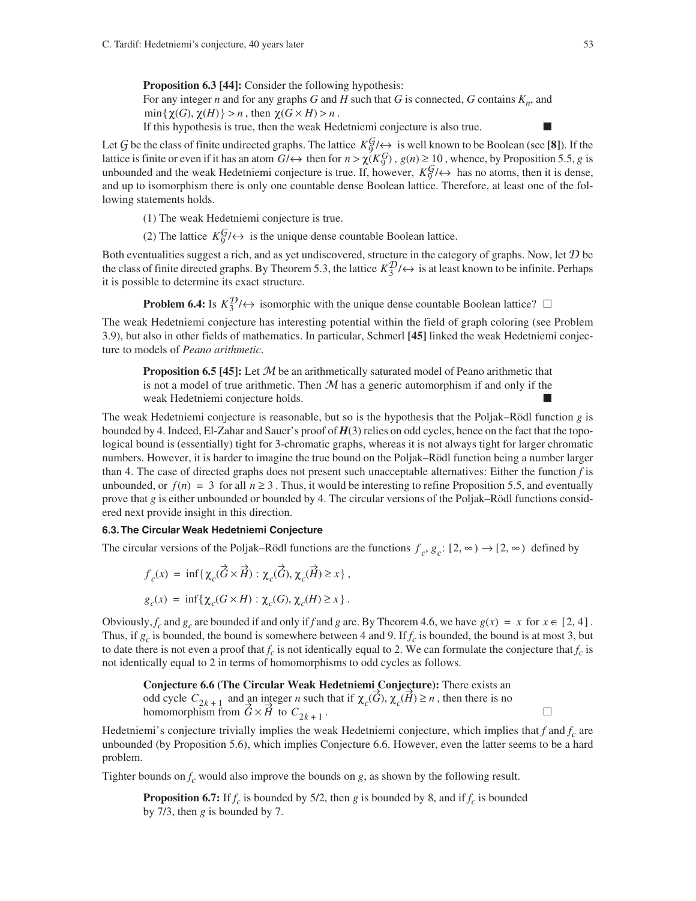**Proposition 6.3 [44]:** Consider the following hypothesis:
For any integer $n$ and for any graphs $G$ and $H$ such that $G$ is connected, $G$ contains $K_n$, and $\min\{\chi(G), \chi(H)\} > n$, then $\chi(G \times H) > n$.
If this hypothesis is true, then the weak Hedetniemi conjecture is also true. ■

Let $\mathcal{G}$ be the class of finite undirected graphs. The lattice $K_9^{\mathcal{G}}/\leftrightarrow$ is well known to be Boolean (see **[8]**). If the lattice is finite or even if it has an atom $G/\leftrightarrow$ then for $n > \chi(K_9^{\mathcal{G}})$, $g(n) \geq 10$, whence, by Proposition 5.5, $g$ is unbounded and the weak Hedetniemi conjecture is true. If, however, $K_9^{\mathcal{G}}/\leftrightarrow$ has no atoms, then it is dense, and up to isomorphism there is only one countable dense Boolean lattice. Therefore, at least one of the following statements holds.

(1) The weak Hedetniemi conjecture is true.

(2) The lattice $K_9^{\mathcal{G}}/\leftrightarrow$ is the unique dense countable Boolean lattice.

Both eventualities suggest a rich, and as yet undiscovered, structure in the category of graphs. Now, let $\mathcal{D}$ be the class of finite directed graphs. By Theorem 5.3, the lattice $K_3^{\mathcal{D}}/\leftrightarrow$ is at least known to be infinite. Perhaps it is possible to determine its exact structure.

**Problem 6.4:** Is $K_3^{\mathcal{D}}/\leftrightarrow$ isomorphic with the unique dense countable Boolean lattice? □

The weak Hedetniemi conjecture has interesting potential within the field of graph coloring (see Problem 3.9), but also in other fields of mathematics. In particular, Schmerl **[45]** linked the weak Hedetniemi conjecture to models of *Peano arithmetic*.

**Proposition 6.5 [45]:** Let $\mathcal{M}$ be an arithmetically saturated model of Peano arithmetic that is not a model of true arithmetic. Then $\mathcal{M}$ has a generic automorphism if and only if the weak Hedetniemi conjecture holds. ■

The weak Hedetniemi conjecture is reasonable, but so is the hypothesis that the Poljak–Rödl function $g$ is bounded by 4. Indeed, El-Zahar and Sauer's proof of $\boldsymbol{H}(3)$ relies on odd cycles, hence on the fact that the topological bound is (essentially) tight for 3-chromatic graphs, whereas it is not always tight for larger chromatic numbers. However, it is harder to imagine the true bound on the Poljak–Rödl function being a number larger than 4. The case of directed graphs does not present such unacceptable alternatives: Either the function $f$ is unbounded, or $f(n) = 3$ for all $n \geq 3$. Thus, it would be interesting to refine Proposition 5.5, and eventually prove that $g$ is either unbounded or bounded by 4. The circular versions of the Poljak–Rödl functions considered next provide insight in this direction.

### 6.3. The Circular Weak Hedetniemi Conjecture

The circular versions of the Poljak–Rödl functions are the functions $f_c, g_c: [2, \infty) \to [2, \infty)$ defined by

$$f_c(x) = \inf\{\chi_c(\vec{G} \times \vec{H}) : \chi_c(\vec{G}), \chi_c(\vec{H}) \geq x\},$$

$$g_c(x) = \inf\{\chi_c(G \times H) : \chi_c(G), \chi_c(H) \geq x\}.$$

Obviously, $f_c$ and $g_c$ are bounded if and only if $f$ and $g$ are. By Theorem 4.6, we have $g(x) = x$ for $x \in [2, 4]$. Thus, if $g_c$ is bounded, the bound is somewhere between 4 and 9. If $f_c$ is bounded, the bound is at most 3, but to date there is not even a proof that $f_c$ is not identically equal to 2. We can formulate the conjecture that $f_c$ is not identically equal to 2 in terms of homomorphisms to odd cycles as follows.

**Conjecture 6.6 (The Circular Weak Hedetniemi Conjecture):** There exists an odd cycle $C_{2k+1}$ and an integer $n$ such that if $\chi_c(\vec{G}), \chi_c(\vec{H}) \geq n$, then there is no homomorphism from $\vec{G} \times \vec{H}$ to $C_{2k+1}$. □

Hedetniemi's conjecture trivially implies the weak Hedetniemi conjecture, which implies that $f$ and $f_c$ are unbounded (by Proposition 5.6), which implies Conjecture 6.6. However, even the latter seems to be a hard problem.

Tighter bounds on $f_c$ would also improve the bounds on $g$, as shown by the following result.

**Proposition 6.7:** If $f_c$ is bounded by 5/2, then $g$ is bounded by 8, and if $f_c$ is bounded by 7/3, then $g$ is bounded by 7.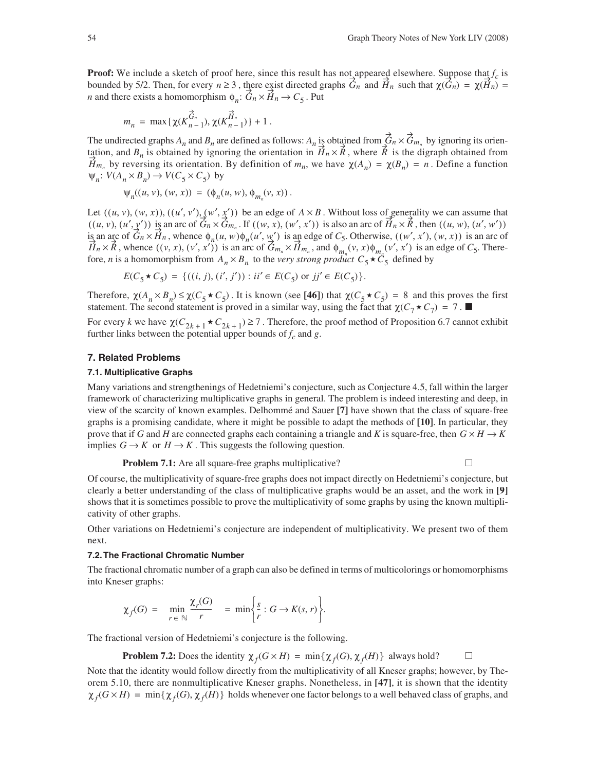**Proof:** We include a sketch of proof here, since this result has not appeared elsewhere. Suppose that $f_c$ is bounded by 5/2. Then, for every $n \geq 3$, there exist directed graphs $\vec{G}_n$ and $\vec{H}_n$ such that $\chi(\vec{G}_n) = \chi(\vec{H}_n) = n$ and there exists a homomorphism $\phi_n: \vec{G}_n \times \vec{H}_n \to C_5$. Put

$$m_n = \max\{\chi(K_{n-1}^{\vec{G}_n}), \chi(K_{n-1}^{\vec{H}_n})\} + 1 .$$

The undirected graphs $A_n$ and $B_n$ are defined as follows: $A_n$ is obtained from $\vec{G}_n \times \vec{G}_{m_n}$ by ignoring its orientation, and $B_n$ is obtained by ignoring the orientation in $\vec{H}_n \times \vec{R}$, where $\vec{R}$ is the digraph obtained from $\vec{H}_{m_n}$ by reversing its orientation. By definition of $m_n$, we have $\chi(A_n) = \chi(B_n) = n$. Define a function $\psi_n: V(A_n \times B_n) \to V(C_5 \times C_5)$ by

$$\psi_n((u, v), (w, x)) = (\phi_n(u, w), \phi_{m_n}(v, x)) .$$

Let $((u, v), (w, x)), ((u', v'), (w', x'))$ be an edge of $A \times B$. Without loss of generality we can assume that $((u, v), (u', v'))$ is an arc of $\vec{G}_n \times \vec{G}_{m_n}$. If $((w, x), (w', x'))$ is also an arc of $\vec{H}_n \times \vec{R}$, then $((u, w), (u', w'))$ is an arc of $\vec{G}_n \times \vec{H}_n$, whence $\phi_n(u, w)\phi_n(u', w')$ is an edge of $C_5$. Otherwise, $((w', x'), (w, x))$ is an arc of $\vec{H}_n \times \vec{R}$, whence $((v, x), (v', x'))$ is an arc of $\vec{G}_{m_n} \times \vec{H}_{m_n}$, and $\phi_{m_n}(v, x)\phi_{m_n}(v', x')$ is an edge of $C_5$. Therefore, $n$ is a homomorphism from $A_n \times B_n$ to the *very strong product* $C_5 \star C_5$ defined by

$$E(C_5 \star C_5) = \{((i, j), (i', j')) : ii' \in E(C_5) \text{ or } jj' \in E(C_5)\}.$$

Therefore, $\chi(A_n \times B_n) \leq \chi(C_5 \star C_5)$. It is known (see **[46]**) that $\chi(C_5 \star C_5) = 8$ and this proves the first statement. The second statement is proved in a similar way, using the fact that $\chi(C_7 \star C_7) = 7$. ■

For every $k$ we have $\chi(C_{2k+1} \star C_{2k+1}) \geq 7$. Therefore, the proof method of Proposition 6.7 cannot exhibit further links between the potential upper bounds of $f_c$ and $g$.

## 7. Related Problems

### 7.1. Multiplicative Graphs

Many variations and strengthenings of Hedetniemi's conjecture, such as Conjecture 4.5, fall within the larger framework of characterizing multiplicative graphs in general. The problem is indeed interesting and deep, in view of the scarcity of known examples. Delhommé and Sauer **[7]** have shown that the class of square-free graphs is a promising candidate, where it might be possible to adapt the methods of **[10]**. In particular, they prove that if $G$ and $H$ are connected graphs each containing a triangle and $K$ is square-free, then $G \times H \to K$ implies $G \to K$ or $H \to K$. This suggests the following question.

**Problem 7.1:** Are all square-free graphs multiplicative? □

Of course, the multiplicativity of square-free graphs does not impact directly on Hedetniemi's conjecture, but clearly a better understanding of the class of multiplicative graphs would be an asset, and the work in **[9]** shows that it is sometimes possible to prove the multiplicativity of some graphs by using the known multiplicativity of other graphs.

Other variations on Hedetniemi's conjecture are independent of multiplicativity. We present two of them next.

### 7.2. The Fractional Chromatic Number

The fractional chromatic number of a graph can also be defined in terms of multicolorings or homomorphisms into Kneser graphs:

$$\chi_f(G) = \min_{r \in \mathbb{N}} \frac{\chi_r(G)}{r} = \min\left\{\frac{s}{r} : G \to K(s, r)\right\}.$$

The fractional version of Hedetniemi's conjecture is the following.

**Problem 7.2:** Does the identity $\chi_f(G \times H) = \min\{\chi_f(G), \chi_f(H)\}$ always hold? □

Note that the identity would follow directly from the multiplicativity of all Kneser graphs; however, by Theorem 5.10, there are nonmultiplicative Kneser graphs. Nonetheless, in **[47]**, it is shown that the identity $\chi_f(G \times H) = \min\{\chi_f(G), \chi_f(H)\}$ holds whenever one factor belongs to a well behaved class of graphs, and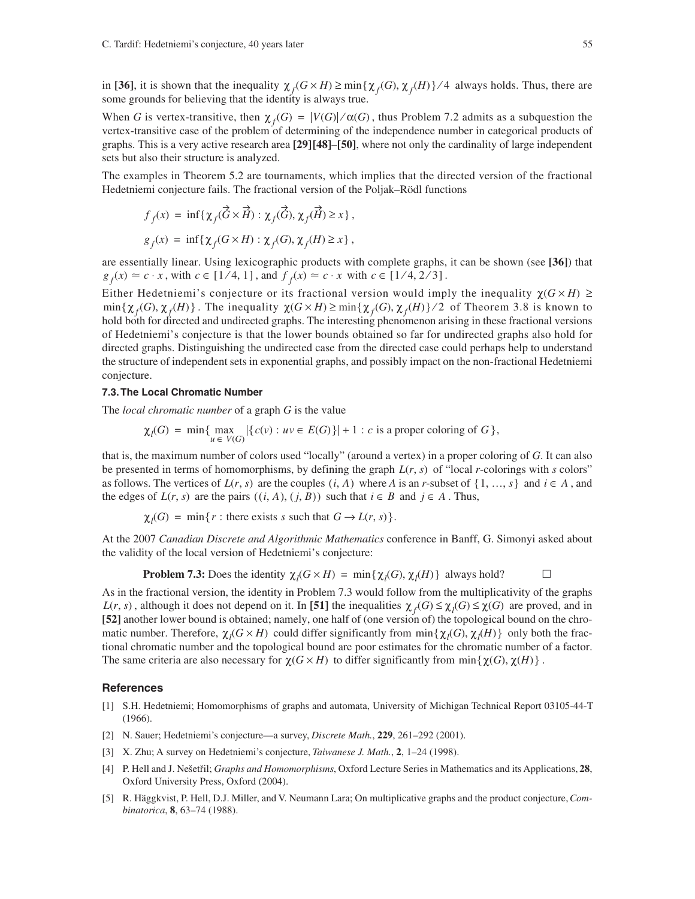in **[36]**, it is shown that the inequality $\chi_f(G \times H) \geq \min\{\chi_f(G), \chi_f(H)\}/4$ always holds. Thus, there are some grounds for believing that the identity is always true.

When $G$ is vertex-transitive, then $\chi_f(G) = |V(G)|/\alpha(G)$, thus Problem 7.2 admits as a subquestion the vertex-transitive case of the problem of determining of the independence number in categorical products of graphs. This is a very active research area **[29][48]–[50]**, where not only the cardinality of large independent sets but also their structure is analyzed.

The examples in Theorem 5.2 are tournaments, which implies that the directed version of the fractional Hedetniemi conjecture fails. The fractional version of the Poljak–Rödl functions

$$f_f(x) = \inf\{\chi_f(\vec{G} \times \vec{H}) : \chi_f(\vec{G}), \chi_f(\vec{H}) \geq x\},$$

$$g_f(x) = \inf\{\chi_f(G \times H) : \chi_f(G), \chi_f(H) \geq x\},$$

are essentially linear. Using lexicographic products with complete graphs, it can be shown (see **[36]**) that $g_f(x) \simeq c \cdot x$, with $c \in [1/4, 1]$, and $f_f(x) \simeq c \cdot x$ with $c \in [1/4, 2/3]$.

Either Hedetniemi's conjecture or its fractional version would imply the inequality $\chi(G \times H) \geq \min\{\chi_f(G), \chi_f(H)\}$. The inequality $\chi(G \times H) \geq \min\{\chi_f(G), \chi_f(H)\}/2$ of Theorem 3.8 is known to hold both for directed and undirected graphs. The interesting phenomenon arising in these fractional versions of Hedetniemi's conjecture is that the lower bounds obtained so far for undirected graphs also hold for directed graphs. Distinguishing the undirected case from the directed case could perhaps help to understand the structure of independent sets in exponential graphs, and possibly impact on the non-fractional Hedetniemi conjecture.

### 7.3. The Local Chromatic Number

The *local chromatic number* of a graph $G$ is the value

$$\chi_l(G) = \min\{\max_{u \in V(G)} |\{c(v) : uv \in E(G)\}| + 1 : c \text{ is a proper coloring of } G\},$$

that is, the maximum number of colors used "locally" (around a vertex) in a proper coloring of $G$. It can also be presented in terms of homomorphisms, by defining the graph $L(r, s)$ of "local $r$-colorings with $s$ colors" as follows. The vertices of $L(r, s)$ are the couples $(i, A)$ where $A$ is an $r$-subset of $\{1, \ldots, s\}$ and $i \in A$, and the edges of $L(r, s)$ are the pairs $((i, A), (j, B))$ such that $i \in B$ and $j \in A$. Thus,

$$\chi_l(G) = \min\{r : \text{there exists } s \text{ such that } G \to L(r, s)\}.$$

At the 2007 *Canadian Discrete and Algorithmic Mathematics* conference in Banff, G. Simonyi asked about the validity of the local version of Hedetniemi's conjecture:

**Problem 7.3:** Does the identity $\chi_l(G \times H) = \min\{\chi_l(G), \chi_l(H)\}$ always hold? □

As in the fractional version, the identity in Problem 7.3 would follow from the multiplicativity of the graphs $L(r, s)$, although it does not depend on it. In **[51]** the inequalities $\chi_f(G) \leq \chi_l(G) \leq \chi(G)$ are proved, and in **[52]** another lower bound is obtained; namely, one half of (one version of) the topological bound on the chromatic number. Therefore, $\chi_l(G \times H)$ could differ significantly from $\min\{\chi_l(G), \chi_l(H)\}$ only both the fractional chromatic number and the topological bound are poor estimates for the chromatic number of a factor. The same criteria are also necessary for $\chi(G \times H)$ to differ significantly from $\min\{\chi(G), \chi(H)\}$.

## References

[1] S.H. Hedetniemi; Homomorphisms of graphs and automata, University of Michigan Technical Report 03105-44-T (1966).

[2] N. Sauer; Hedetniemi's conjecture—a survey, *Discrete Math.*, **229**, 261–292 (2001).

[3] X. Zhu; A survey on Hedetniemi's conjecture, *Taiwanese J. Math.*, **2**, 1–24 (1998).

[4] P. Hell and J. Nešetřil; *Graphs and Homomorphisms*, Oxford Lecture Series in Mathematics and its Applications, **28**, Oxford University Press, Oxford (2004).

[5] R. Häggkvist, P. Hell, D.J. Miller, and V. Neumann Lara; On multiplicative graphs and the product conjecture, *Combinatorica*, **8**, 63–74 (1988).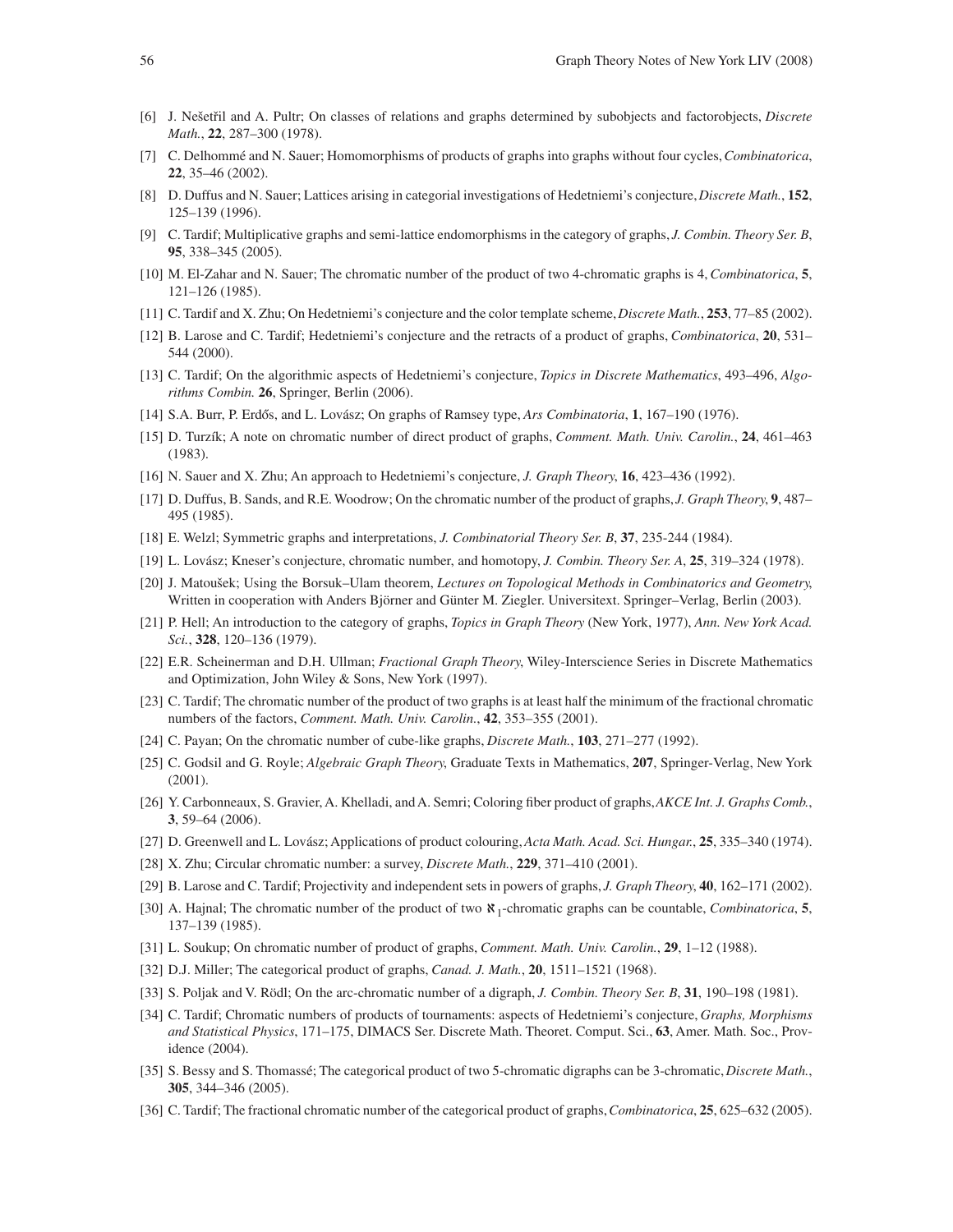[6] J. Nešetřil and A. Pultr; On classes of relations and graphs determined by subobjects and factorobjects, *Discrete Math.*, **22**, 287–300 (1978).

[7] C. Delhommé and N. Sauer; Homomorphisms of products of graphs into graphs without four cycles, *Combinatorica*, **22**, 35–46 (2002).

[8] D. Duffus and N. Sauer; Lattices arising in categorial investigations of Hedetniemi's conjecture, *Discrete Math.*, **152**, 125–139 (1996).

[9] C. Tardif; Multiplicative graphs and semi-lattice endomorphisms in the category of graphs, *J. Combin. Theory Ser. B*, **95**, 338–345 (2005).

[10] M. El-Zahar and N. Sauer; The chromatic number of the product of two 4-chromatic graphs is 4, *Combinatorica*, **5**, 121–126 (1985).

[11] C. Tardif and X. Zhu; On Hedetniemi's conjecture and the color template scheme, *Discrete Math.*, **253**, 77–85 (2002).

[12] B. Larose and C. Tardif; Hedetniemi's conjecture and the retracts of a product of graphs, *Combinatorica*, **20**, 531–544 (2000).

[13] C. Tardif; On the algorithmic aspects of Hedetniemi's conjecture, *Topics in Discrete Mathematics*, 493–496, *Algorithms Combin.* **26**, Springer, Berlin (2006).

[14] S.A. Burr, P. Erdős, and L. Lovász; On graphs of Ramsey type, *Ars Combinatoria*, **1**, 167–190 (1976).

[15] D. Turzík; A note on chromatic number of direct product of graphs, *Comment. Math. Univ. Carolin.*, **24**, 461–463 (1983).

[16] N. Sauer and X. Zhu; An approach to Hedetniemi's conjecture, *J. Graph Theory*, **16**, 423–436 (1992).

[17] D. Duffus, B. Sands, and R.E. Woodrow; On the chromatic number of the product of graphs, *J. Graph Theory*, **9**, 487–495 (1985).

[18] E. Welzl; Symmetric graphs and interpretations, *J. Combinatorial Theory Ser. B*, **37**, 235-244 (1984).

[19] L. Lovász; Kneser's conjecture, chromatic number, and homotopy, *J. Combin. Theory Ser. A*, **25**, 319–324 (1978).

[20] J. Matoušek; Using the Borsuk–Ulam theorem, *Lectures on Topological Methods in Combinatorics and Geometry*, Written in cooperation with Anders Björner and Günter M. Ziegler. Universitext. Springer–Verlag, Berlin (2003).

[21] P. Hell; An introduction to the category of graphs, *Topics in Graph Theory* (New York, 1977), *Ann. New York Acad. Sci.*, **328**, 120–136 (1979).

[22] E.R. Scheinerman and D.H. Ullman; *Fractional Graph Theory*, Wiley-Interscience Series in Discrete Mathematics and Optimization, John Wiley & Sons, New York (1997).

[23] C. Tardif; The chromatic number of the product of two graphs is at least half the minimum of the fractional chromatic numbers of the factors, *Comment. Math. Univ. Carolin.*, **42**, 353–355 (2001).

[24] C. Payan; On the chromatic number of cube-like graphs, *Discrete Math.*, **103**, 271–277 (1992).

[25] C. Godsil and G. Royle; *Algebraic Graph Theory*, Graduate Texts in Mathematics, **207**, Springer-Verlag, New York (2001).

[26] Y. Carbonneaux, S. Gravier, A. Khelladi, and A. Semri; Coloring fiber product of graphs, *AKCE Int. J. Graphs Comb.*, **3**, 59–64 (2006).

[27] D. Greenwell and L. Lovász; Applications of product colouring, *Acta Math. Acad. Sci. Hungar.*, **25**, 335–340 (1974).

[28] X. Zhu; Circular chromatic number: a survey, *Discrete Math.*, **229**, 371–410 (2001).

[29] B. Larose and C. Tardif; Projectivity and independent sets in powers of graphs, *J. Graph Theory*, **40**, 162–171 (2002).

[30] A. Hajnal; The chromatic number of the product of two $\aleph_1$-chromatic graphs can be countable, *Combinatorica*, **5**, 137–139 (1985).

[31] L. Soukup; On chromatic number of product of graphs, *Comment. Math. Univ. Carolin.*, **29**, 1–12 (1988).

[32] D.J. Miller; The categorical product of graphs, *Canad. J. Math.*, **20**, 1511–1521 (1968).

[33] S. Poljak and V. Rödl; On the arc-chromatic number of a digraph, *J. Combin. Theory Ser. B*, **31**, 190–198 (1981).

[34] C. Tardif; Chromatic numbers of products of tournaments: aspects of Hedetniemi's conjecture, *Graphs, Morphisms and Statistical Physics*, 171–175, DIMACS Ser. Discrete Math. Theoret. Comput. Sci., **63**, Amer. Math. Soc., Providence (2004).

[35] S. Bessy and S. Thomassé; The categorical product of two 5-chromatic digraphs can be 3-chromatic, *Discrete Math.*, **305**, 344–346 (2005).

[36] C. Tardif; The fractional chromatic number of the categorical product of graphs, *Combinatorica*, **25**, 625–632 (2005).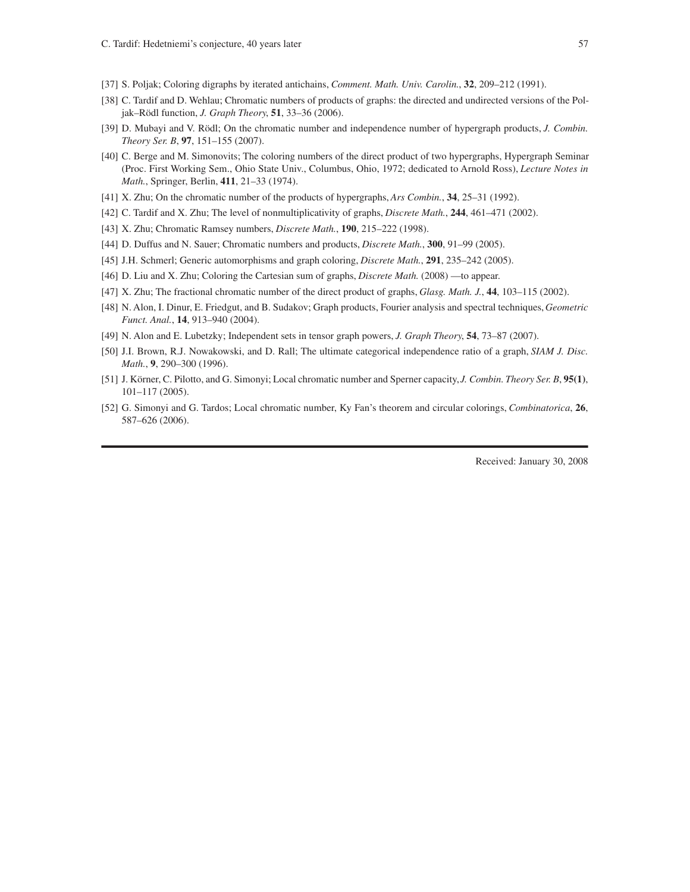[37] S. Poljak; Coloring digraphs by iterated antichains, *Comment. Math. Univ. Carolin.*, **32**, 209–212 (1991).

[38] C. Tardif and D. Wehlau; Chromatic numbers of products of graphs: the directed and undirected versions of the Poljak–Rödl function, *J. Graph Theory*, **51**, 33–36 (2006).

[39] D. Mubayi and V. Rödl; On the chromatic number and independence number of hypergraph products, *J. Combin. Theory Ser. B*, **97**, 151–155 (2007).

[40] C. Berge and M. Simonovits; The coloring numbers of the direct product of two hypergraphs, Hypergraph Seminar (Proc. First Working Sem., Ohio State Univ., Columbus, Ohio, 1972; dedicated to Arnold Ross), *Lecture Notes in Math.*, Springer, Berlin, **411**, 21–33 (1974).

[41] X. Zhu; On the chromatic number of the products of hypergraphs, *Ars Combin.*, **34**, 25–31 (1992).

[42] C. Tardif and X. Zhu; The level of nonmultiplicativity of graphs, *Discrete Math.*, **244**, 461–471 (2002).

[43] X. Zhu; Chromatic Ramsey numbers, *Discrete Math.*, **190**, 215–222 (1998).

[44] D. Duffus and N. Sauer; Chromatic numbers and products, *Discrete Math.*, **300**, 91–99 (2005).

[45] J.H. Schmerl; Generic automorphisms and graph coloring, *Discrete Math.*, **291**, 235–242 (2005).

[46] D. Liu and X. Zhu; Coloring the Cartesian sum of graphs, *Discrete Math.* (2008) —to appear.

[47] X. Zhu; The fractional chromatic number of the direct product of graphs, *Glasg. Math. J.*, **44**, 103–115 (2002).

[48] N. Alon, I. Dinur, E. Friedgut, and B. Sudakov; Graph products, Fourier analysis and spectral techniques, *Geometric Funct. Anal.*, **14**, 913–940 (2004).

[49] N. Alon and E. Lubetzky; Independent sets in tensor graph powers, *J. Graph Theory*, **54**, 73–87 (2007).

[50] J.I. Brown, R.J. Nowakowski, and D. Rall; The ultimate categorical independence ratio of a graph, *SIAM J. Disc. Math.*, **9**, 290–300 (1996).

[51] J. Körner, C. Pilotto, and G. Simonyi; Local chromatic number and Sperner capacity, *J. Combin. Theory Ser. B*, **95(1)**, 101–117 (2005).

[52] G. Simonyi and G. Tardos; Local chromatic number, Ky Fan's theorem and circular colorings, *Combinatorica*, **26**, 587–626 (2006).

---

Received: January 30, 2008